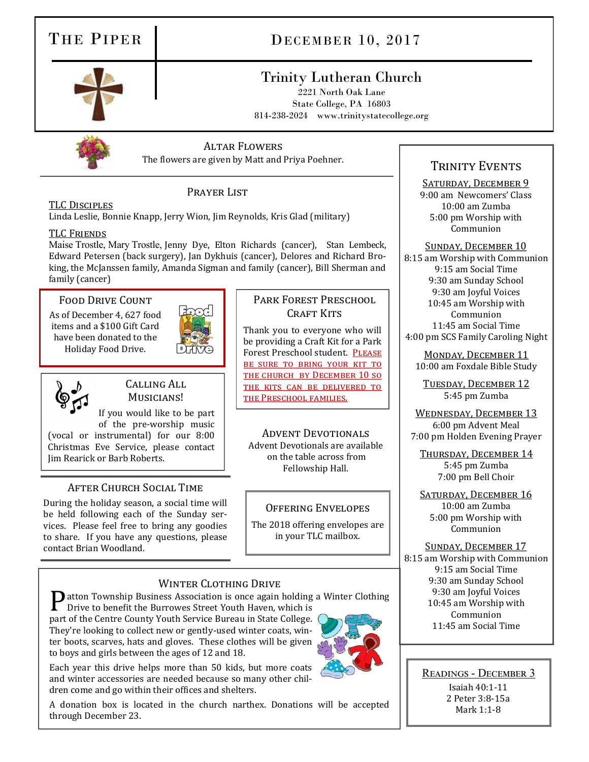# The Piper

## December 10, 2017

### Trinity Lutheran Church

2221 North Oak Lane
State College, PA 16803
814-238-2024 www.trinitystatecollege.org

## Altar Flowers

The flowers are given by Matt and Priya Poehner.

## Prayer List

TLC Disciples

Linda Leslie, Bonnie Knapp, Jerry Wion, Jim Reynolds, Kris Glad (military)

TLC Friends

Maise Trostle, Mary Trostle, Jenny Dye, Elton Richards (cancer), Stan Lembeck, Edward Petersen (back surgery), Jan Dykhuis (cancer), Delores and Richard Broking, the McJanssen family, Amanda Sigman and family (cancer), Bill Sherman and family (cancer)

## Food Drive Count

As of December 4, 627 food items and a $100 Gift Card have been donated to the Holiday Food Drive.

## Park Forest Preschool Craft Kits

Thank you to everyone who will be providing a Craft Kit for a Park Forest Preschool student. PLEASE BE SURE TO BRING YOUR KIT TO THE CHURCH BY DECEMBER 10 SO THE KITS CAN BE DELIVERED TO THE PRESCHOOL FAMILIES.

## Calling All Musicians!

If you would like to be part of the pre-worship music (vocal or instrumental) for our 8:00 Christmas Eve Service, please contact Jim Rearick or Barb Roberts.

## Advent Devotionals

Advent Devotionals are available on the table across from Fellowship Hall.

## After Church Social Time

During the holiday season, a social time will be held following each of the Sunday services. Please feel free to bring any goodies to share. If you have any questions, please contact Brian Woodland.

## Offering Envelopes

The 2018 offering envelopes are in your TLC mailbox.

## Winter Clothing Drive

Patton Township Business Association is once again holding a Winter Clothing Drive to benefit the Burrowes Street Youth Haven, which is part of the Centre County Youth Service Bureau in State College. They're looking to collect new or gently-used winter coats, winter boots, scarves, hats and gloves. These clothes will be given to boys and girls between the ages of 12 and 18.

Each year this drive helps more than 50 kids, but more coats and winter accessories are needed because so many other children come and go within their offices and shelters.

A donation box is located in the church narthex. Donations will be accepted through December 23.

## Trinity Events

Saturday, December 9
9:00 am Newcomers' Class
10:00 am Zumba
5:00 pm Worship with Communion

Sunday, December 10
8:15 am Worship with Communion
9:15 am Social Time
9:30 am Sunday School
9:30 am Joyful Voices
10:45 am Worship with Communion
11:45 am Social Time
4:00 pm SCS Family Caroling Night

Monday, December 11
10:00 am Foxdale Bible Study

Tuesday, December 12
5:45 pm Zumba

Wednesday, December 13
6:00 pm Advent Meal
7:00 pm Holden Evening Prayer

Thursday, December 14
5:45 pm Zumba
7:00 pm Bell Choir

Saturday, December 16
10:00 am Zumba
5:00 pm Worship with Communion

Sunday, December 17
8:15 am Worship with Communion
9:15 am Social Time
9:30 am Sunday School
9:30 am Joyful Voices
10:45 am Worship with Communion
11:45 am Social Time

## Readings - December 3

Isaiah 40:1-11
2 Peter 3:8-15a
Mark 1:1-8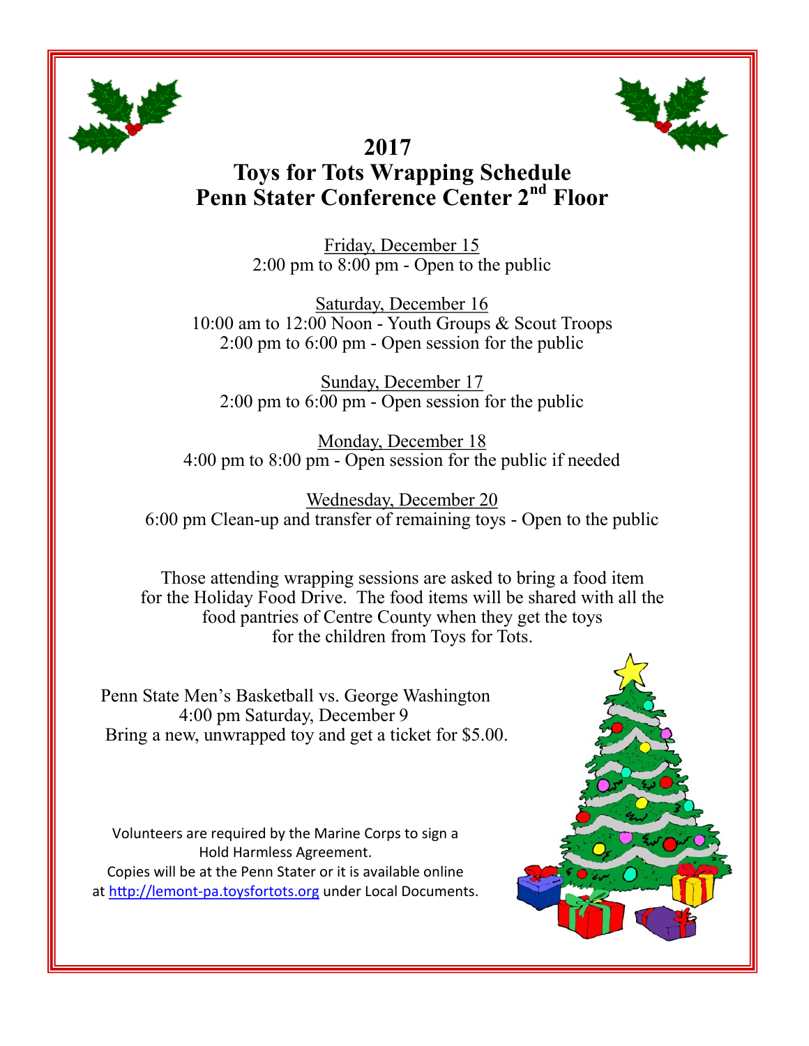# 2017
# Toys for Tots Wrapping Schedule
# Penn Stater Conference Center 2nd Floor

Friday, December 15
2:00 pm to 8:00 pm - Open to the public

Saturday, December 16
10:00 am to 12:00 Noon - Youth Groups & Scout Troops
2:00 pm to 6:00 pm - Open session for the public

Sunday, December 17
2:00 pm to 6:00 pm - Open session for the public

Monday, December 18
4:00 pm to 8:00 pm - Open session for the public if needed

Wednesday, December 20
6:00 pm Clean-up and transfer of remaining toys - Open to the public

Those attending wrapping sessions are asked to bring a food item for the Holiday Food Drive. The food items will be shared with all the food pantries of Centre County when they get the toys for the children from Toys for Tots.

Penn State Men's Basketball vs. George Washington
4:00 pm Saturday, December 9
Bring a new, unwrapped toy and get a ticket for $5.00.

Volunteers are required by the Marine Corps to sign a Hold Harmless Agreement.
Copies will be at the Penn Stater or it is available online at http://lemont-pa.toysfortots.org under Local Documents.